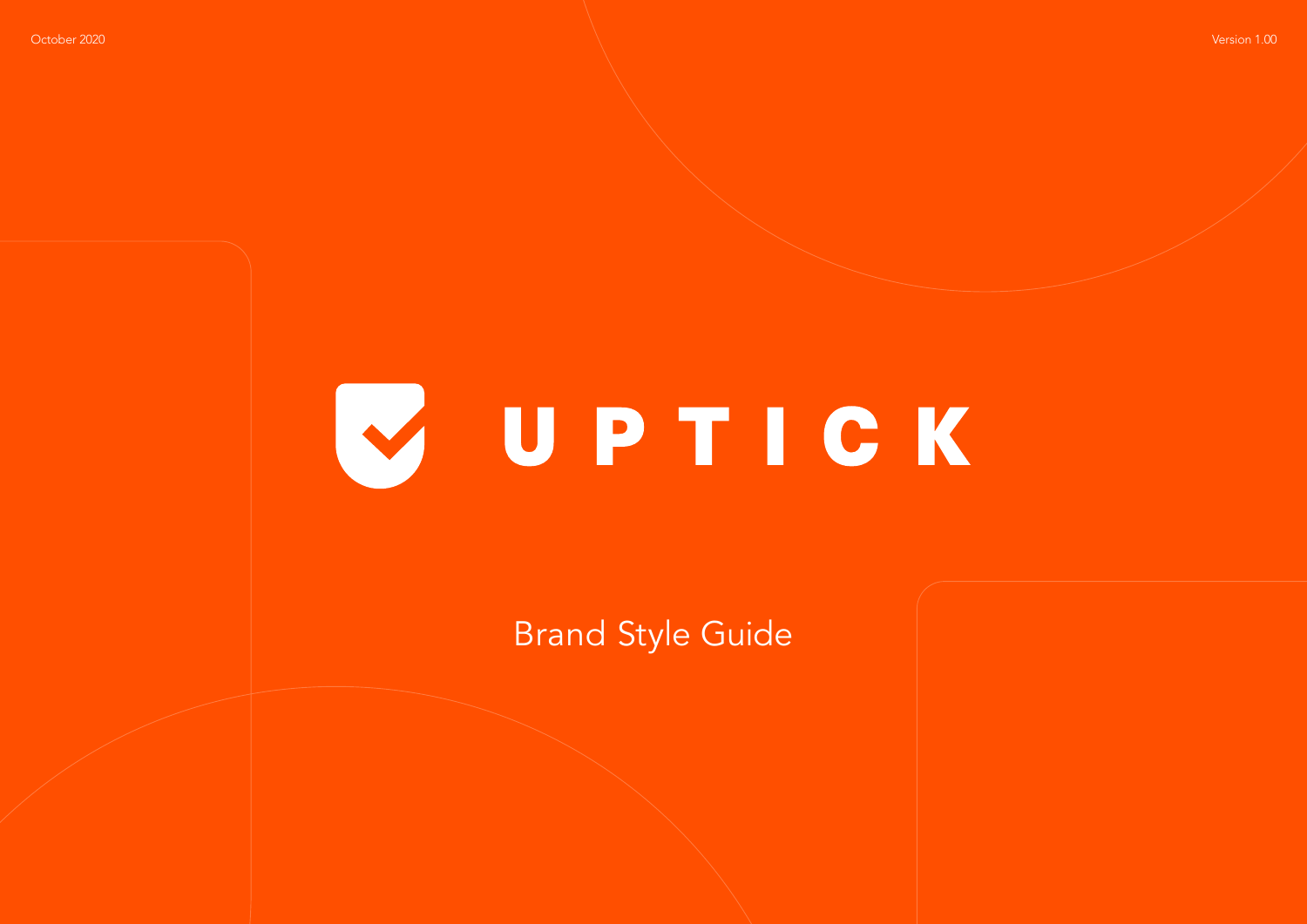October 2020

Version 1.00

# UPTICK

## Brand Style Guide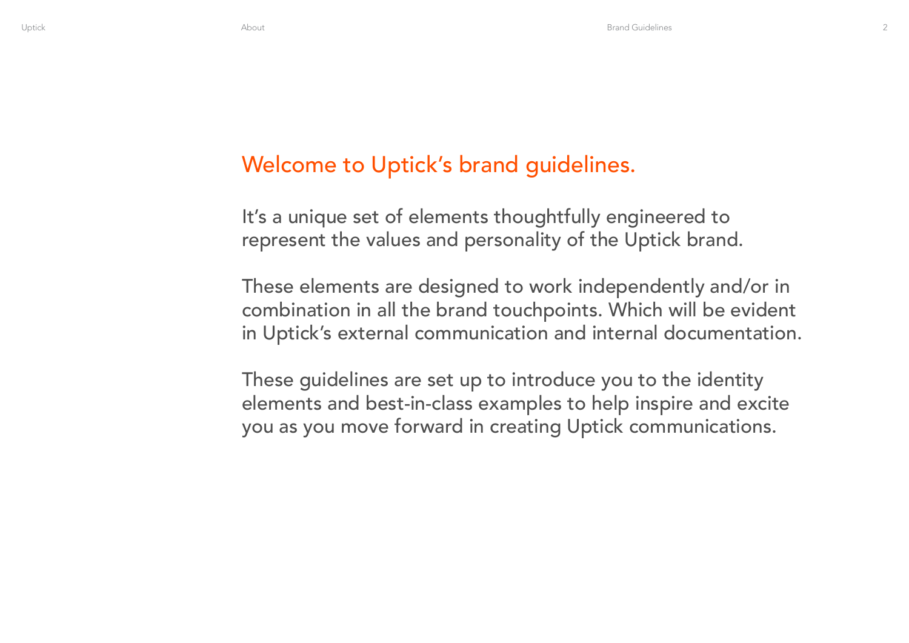# Welcome to Uptick's brand guidelines.

It's a unique set of elements thoughtfully engineered to represent the values and personality of the Uptick brand.

These elements are designed to work independently and/or in combination in all the brand touchpoints. Which will be evident in Uptick's external communication and internal documentation.

These guidelines are set up to introduce you to the identity elements and best-in-class examples to help inspire and excite you as you move forward in creating Uptick communications.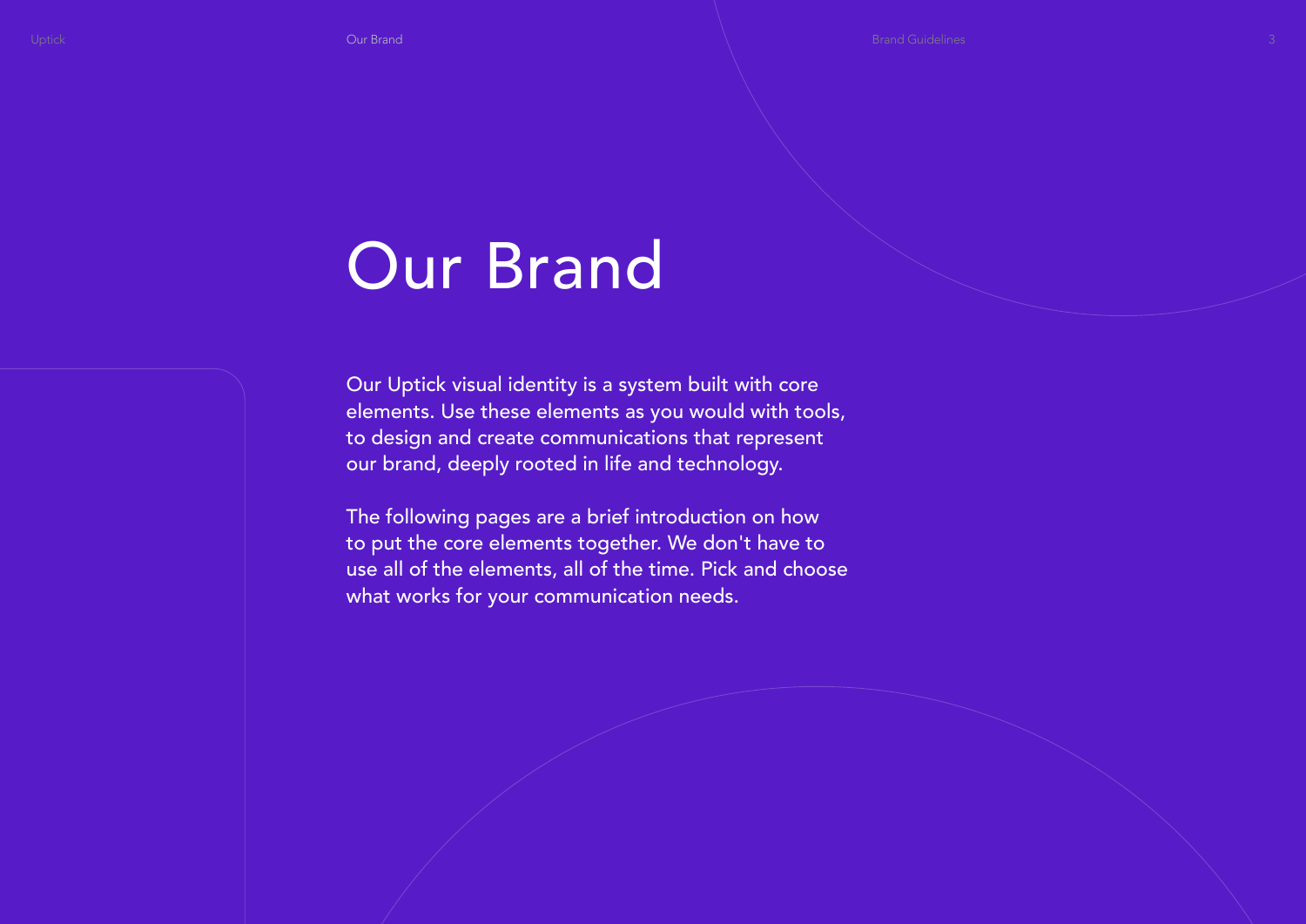# Our Brand

Our Uptick visual identity is a system built with core elements. Use these elements as you would with tools, to design and create communications that represent our brand, deeply rooted in life and technology.

The following pages are a brief introduction on how to put the core elements together. We don't have to use all of the elements, all of the time. Pick and choose what works for your communication needs.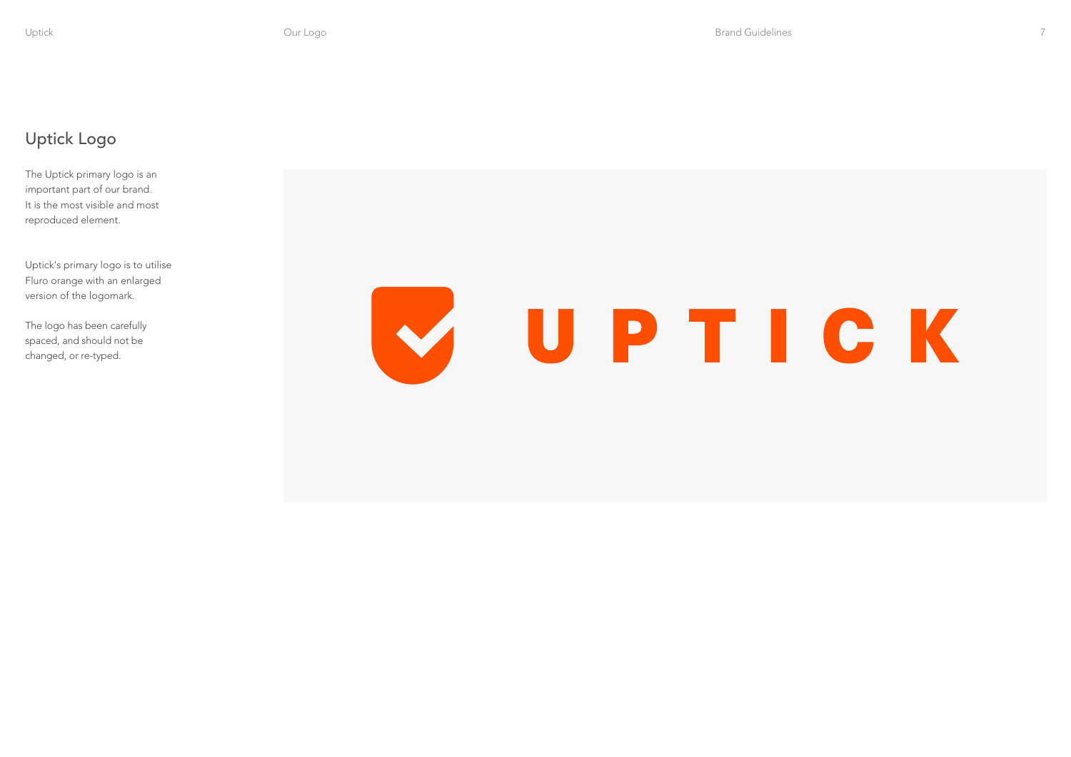## Uptick Logo

The Uptick primary logo is an important part of our brand. It is the most visible and most reproduced element.

Uptick's primary logo is to utilise Fluro orange with an enlarged version of the logomark.

The logo has been carefully spaced, and should not be changed, or re-typed.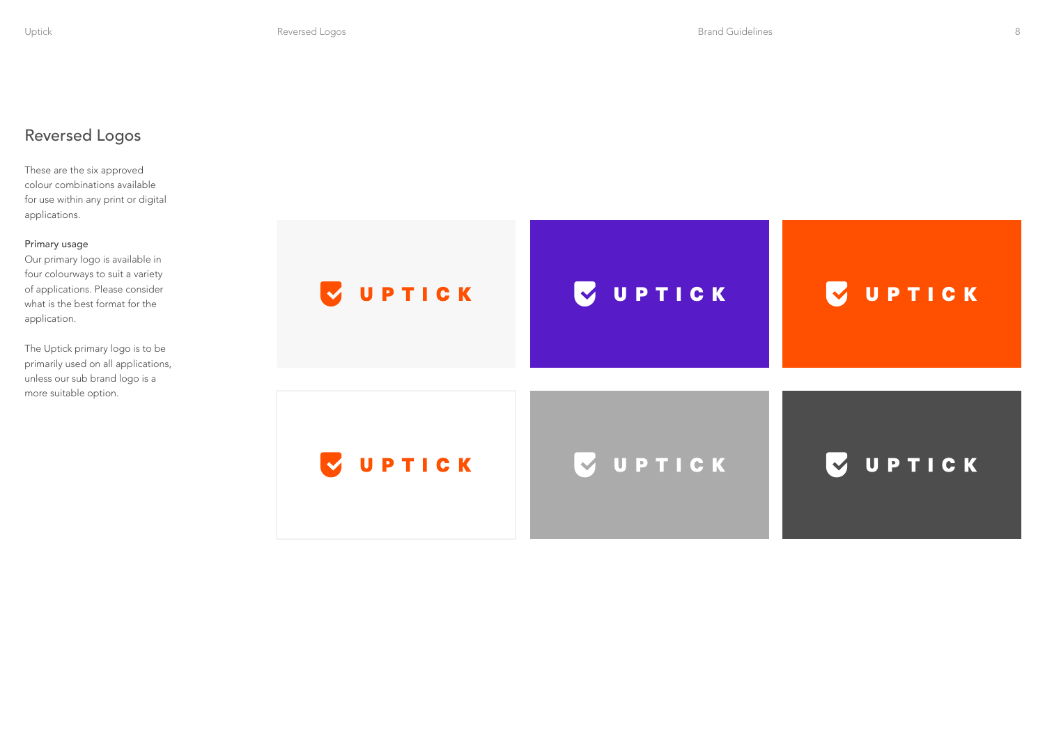# Reversed Logos

These are the six approved colour combinations available for use within any print or digital applications.

Primary usage
Our primary logo is available in four colourways to suit a variety of applications. Please consider what is the best format for the application.

The Uptick primary logo is to be primarily used on all applications, unless our sub brand logo is a more suitable option.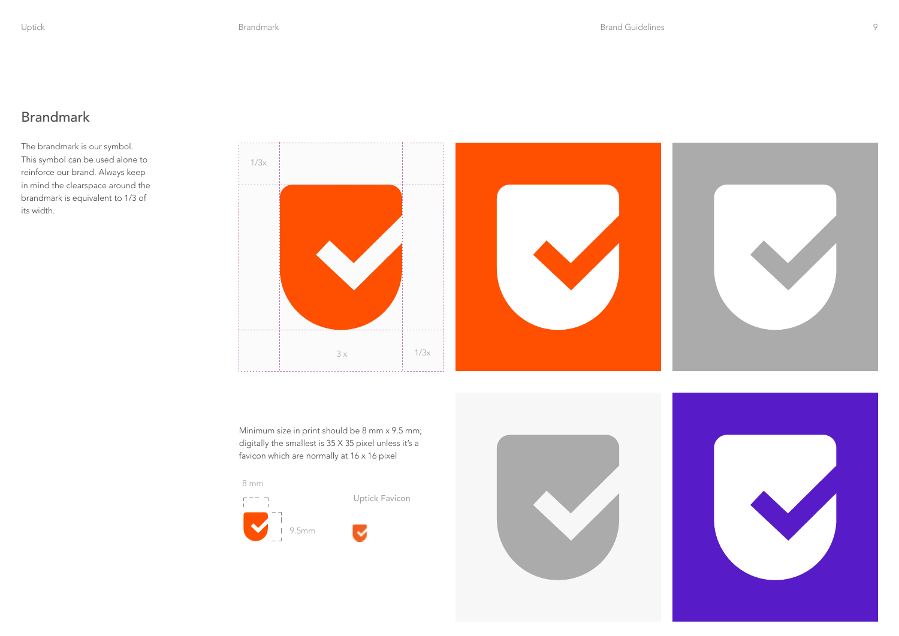## Brandmark

The brandmark is our symbol. This symbol can be used alone to reinforce our brand. Always keep in mind the clearspace around the brandmark is equivalent to 1/3 of its width.

1/3x

3 x

1/3x

Minimum size in print should be 8 mm x 9.5 mm; digitally the smallest is 35 X 35 pixel unless it's a favicon which are normally at 16 x 16 pixel

8 mm

9.5mm

Uptick Favicon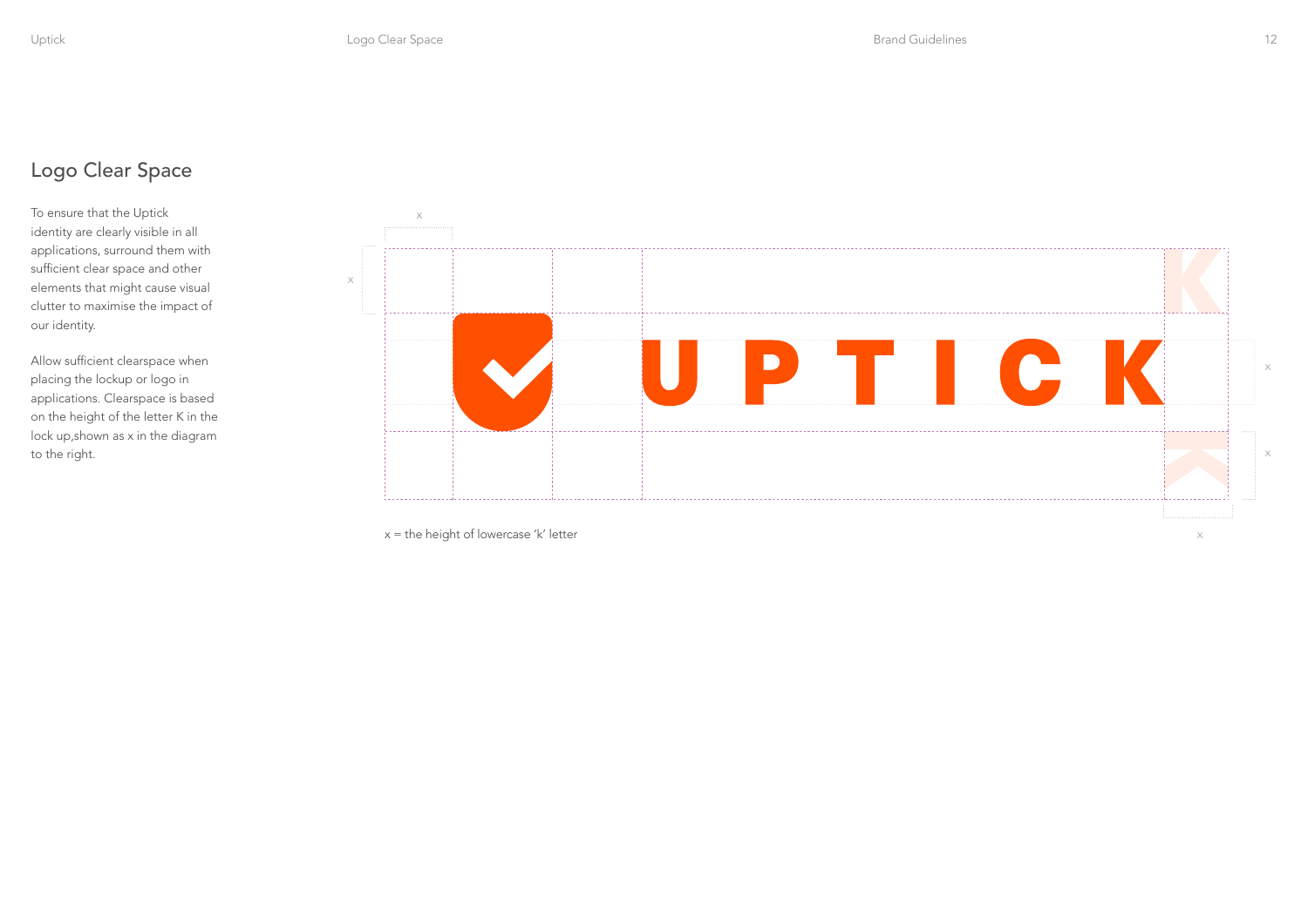## Logo Clear Space

To ensure that the Uptick identity are clearly visible in all applications, surround them with sufficient clear space and other elements that might cause visual clutter to maximise the impact of our identity.

Allow sufficient clearspace when placing the lockup or logo in applications. Clearspace is based on the height of the letter K in the lock up,shown as x in the diagram to the right.

x = the height of lowercase 'k' letter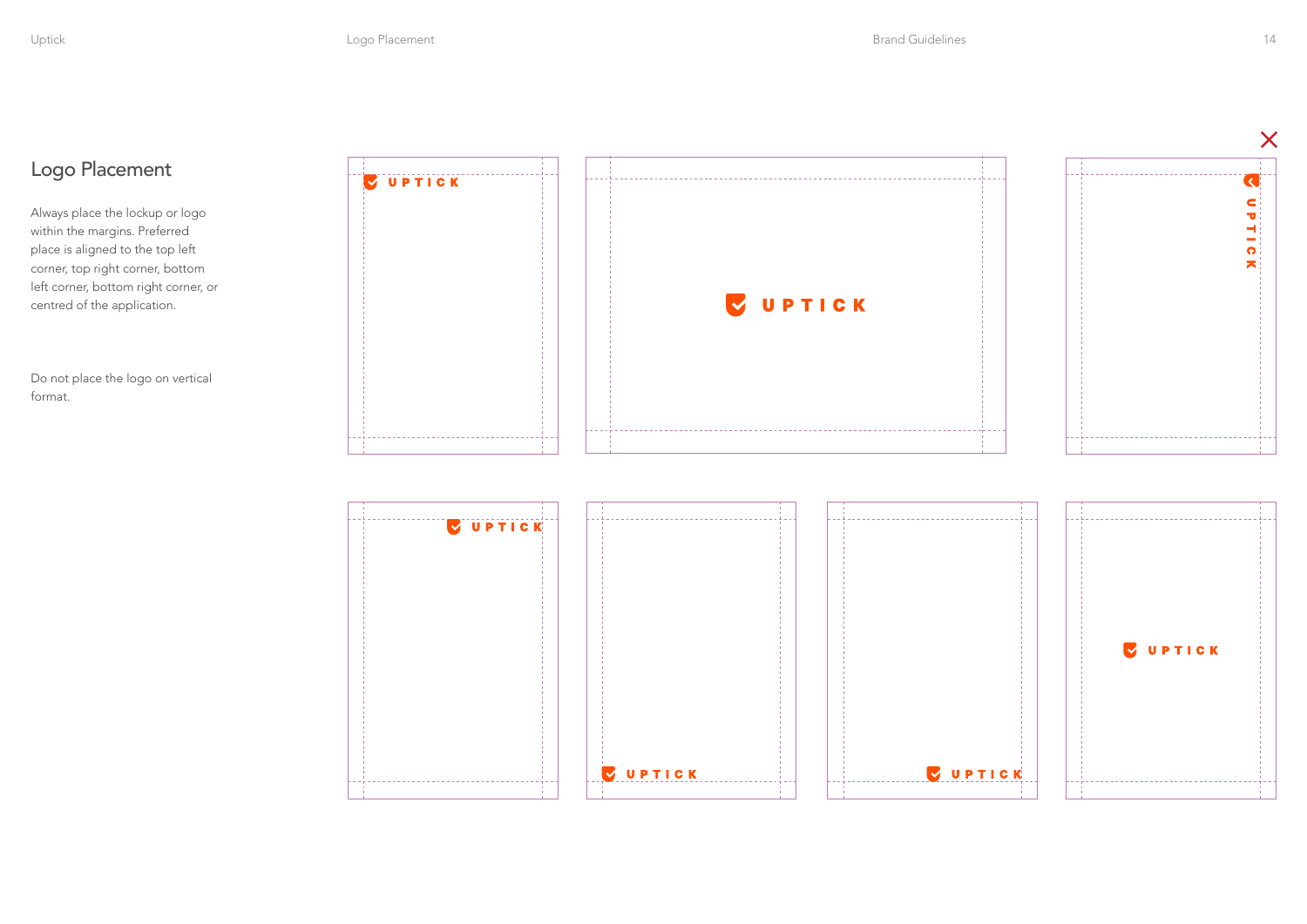## Logo Placement

Always place the lockup or logo within the margins. Preferred place is aligned to the top left corner, top right corner, bottom left corner, bottom right corner, or centred of the application.

Do not place the logo on vertical format.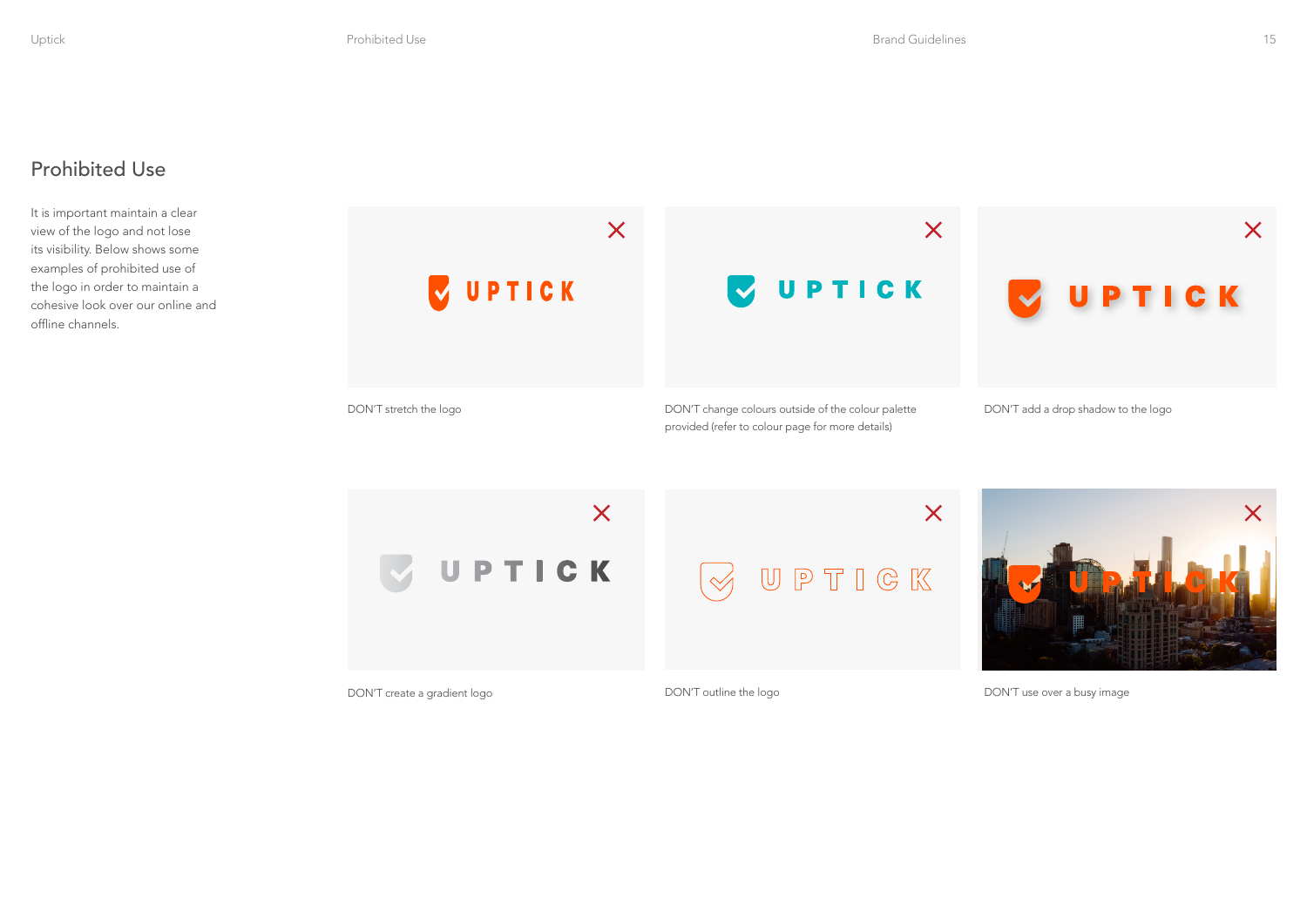## Prohibited Use

It is important maintain a clear view of the logo and not lose its visibility. Below shows some examples of prohibited use of the logo in order to maintain a cohesive look over our online and offline channels.

DON'T stretch the logo

DON'T change colours outside of the colour palette provided (refer to colour page for more details)

DON'T add a drop shadow to the logo

DON'T create a gradient logo

DON'T outline the logo

DON'T use over a busy image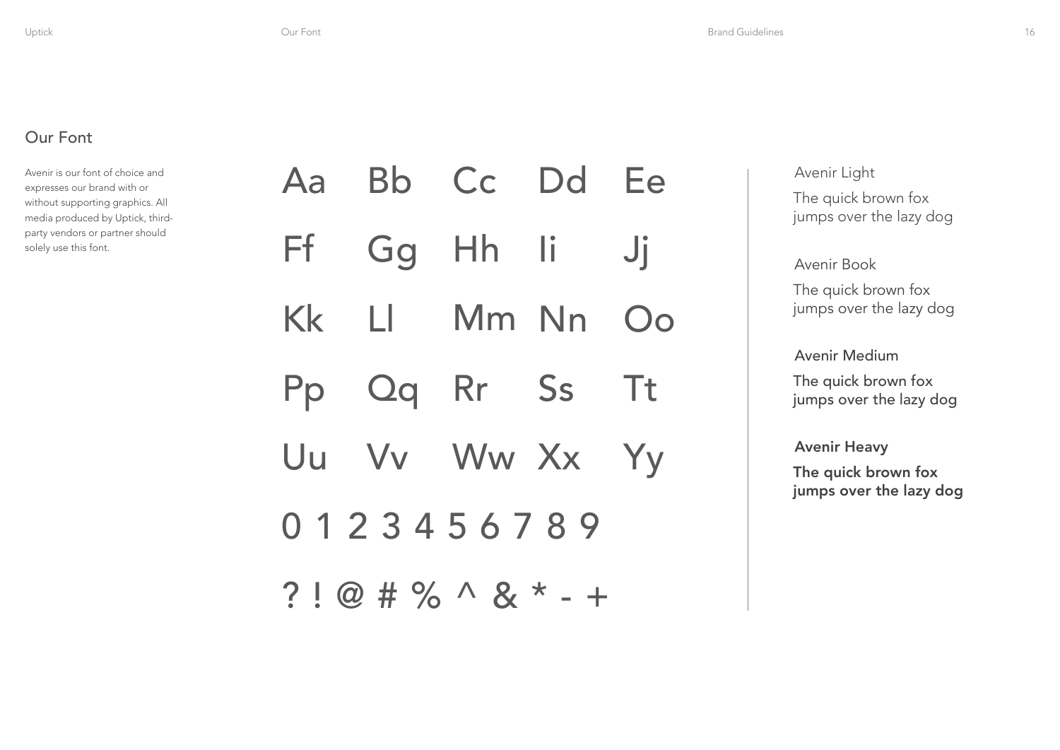## Our Font

Avenir is our font of choice and expresses our brand with or without supporting graphics. All media produced by Uptick, third-party vendors or partner should solely use this font.

Aa Bb Cc Dd Ee

Ff Gg Hh Ii Jj

Kk Ll Mm Nn Oo

Pp Qq Rr Ss Tt

Uu Vv Ww Xx Yy

0 1 2 3 4 5 6 7 8 9

? ! @ # % ^ & * - +

Avenir Light

The quick brown fox jumps over the lazy dog

Avenir Book

The quick brown fox jumps over the lazy dog

Avenir Medium

The quick brown fox jumps over the lazy dog

**Avenir Heavy**

**The quick brown fox jumps over the lazy dog**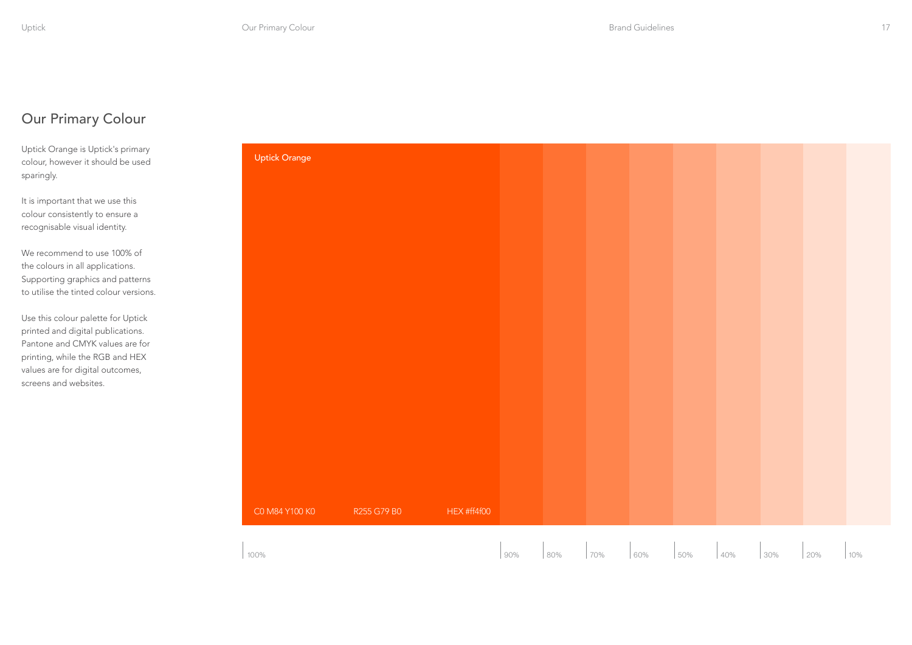# Our Primary Colour

Uptick Orange is Uptick's primary colour, however it should be used sparingly.

It is important that we use this colour consistently to ensure a recognisable visual identity.

We recommend to use 100% of the colours in all applications. Supporting graphics and patterns to utilise the tinted colour versions.

Use this colour palette for Uptick printed and digital publications. Pantone and CMYK values are for printing, while the RGB and HEX values are for digital outcomes, screens and websites.

Uptick Orange

C0 M84 Y100 K0

R255 G79 B0

HEX #ff4f00

100%

90%

80%

70%

60%

50%

40%

30%

20%

10%